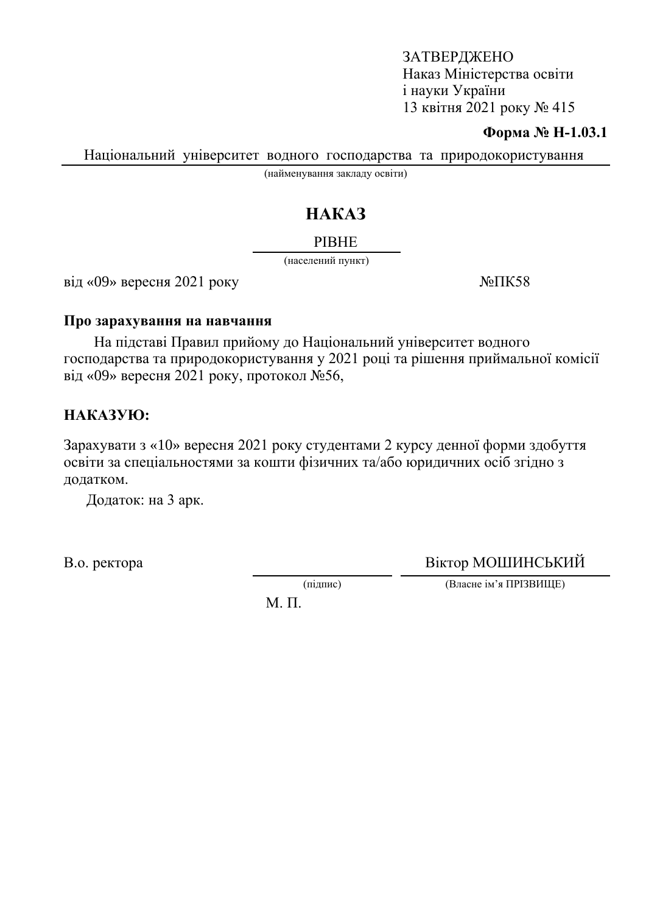ЗАТВЕРДЖЕНО
Наказ Міністерства освіти
і науки України
13 квітня 2021 року № 415

**Форма № Н-1.03.1**

Національний університет водного господарства та природокористування
(найменування закладу освіти)

# НАКАЗ

РІВНЕ
(населений пункт)

від «09» вересня 2021 року №ПК58

**Про зарахування на навчання**

На підставі Правил прийому до Національний університет водного господарства та природокористування у 2021 році та рішення приймальної комісії від «09» вересня 2021 року, протокол №56,

**НАКАЗУЮ:**

Зарахувати з «10» вересня 2021 року студентами 2 курсу денної форми здобуття освіти за спеціальностями за кошти фізичних та/або юридичних осіб згідно з додатком.

Додаток: на 3 арк.

В.о. ректора ______________ Віктор МОШИНСЬКИЙ
(підпис) (Власне ім'я ПРІЗВИЩЕ)

М. П.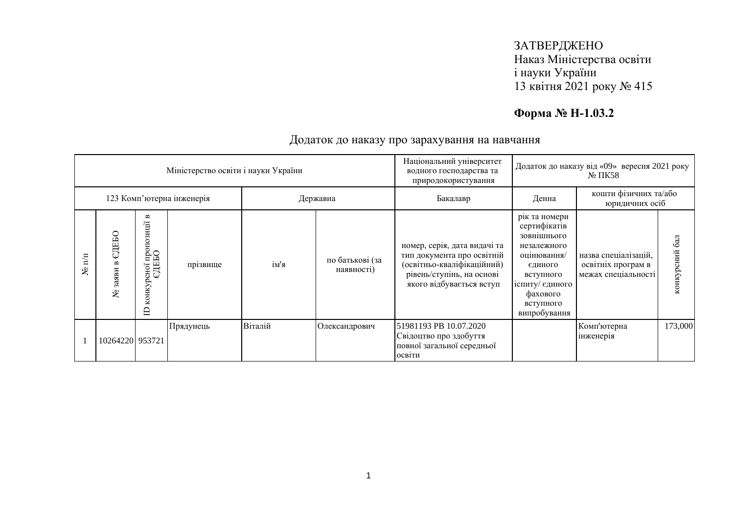ЗАТВЕРДЖЕНО
Наказ Міністерства освіти
і науки України
13 квітня 2021 року № 415

**Форма № Н-1.03.2**

Додаток до наказу про зарахування на навчання

| Міністерство освіти і науки України | | | | | | Національний університет водного господарства та природокористування | Додаток до наказу від «09» вересня 2021 року № ПК58 | | |
|---|---|---|---|---|---|---|---|---|---|
| 123 Комп'ютерна інженерія | | | | Державна | | Бакалавр | Денна | кошти фізичних та/або юридичних осіб | |
| № п/п | № заяви в ЄДЕБО | ID конкурсної пропозиції в ЄДЕБО | прізвище | ім'я | по батькові (за наявності) | номер, серія, дата видачі та тип документа про освітній (освітньо-кваліфікаційний) рівень/ступінь, на основі якого відбувається вступ | рік та номери сертифікатів зовнішнього незалежного оцінювання/ єдиного вступного іспиту/ єдиного фахового вступного випробування | назва спеціалізацій, освітніх програм в межах спеціальності | конкурсний бал |
| 1 | 10264220 | 953721 | Прядунець | Віталій | Олександрович | 51981193 PB 10.07.2020 Свідоцтво про здобуття повної загальної середньої освіти | | Комп'ютерна інженерія | 173,000 |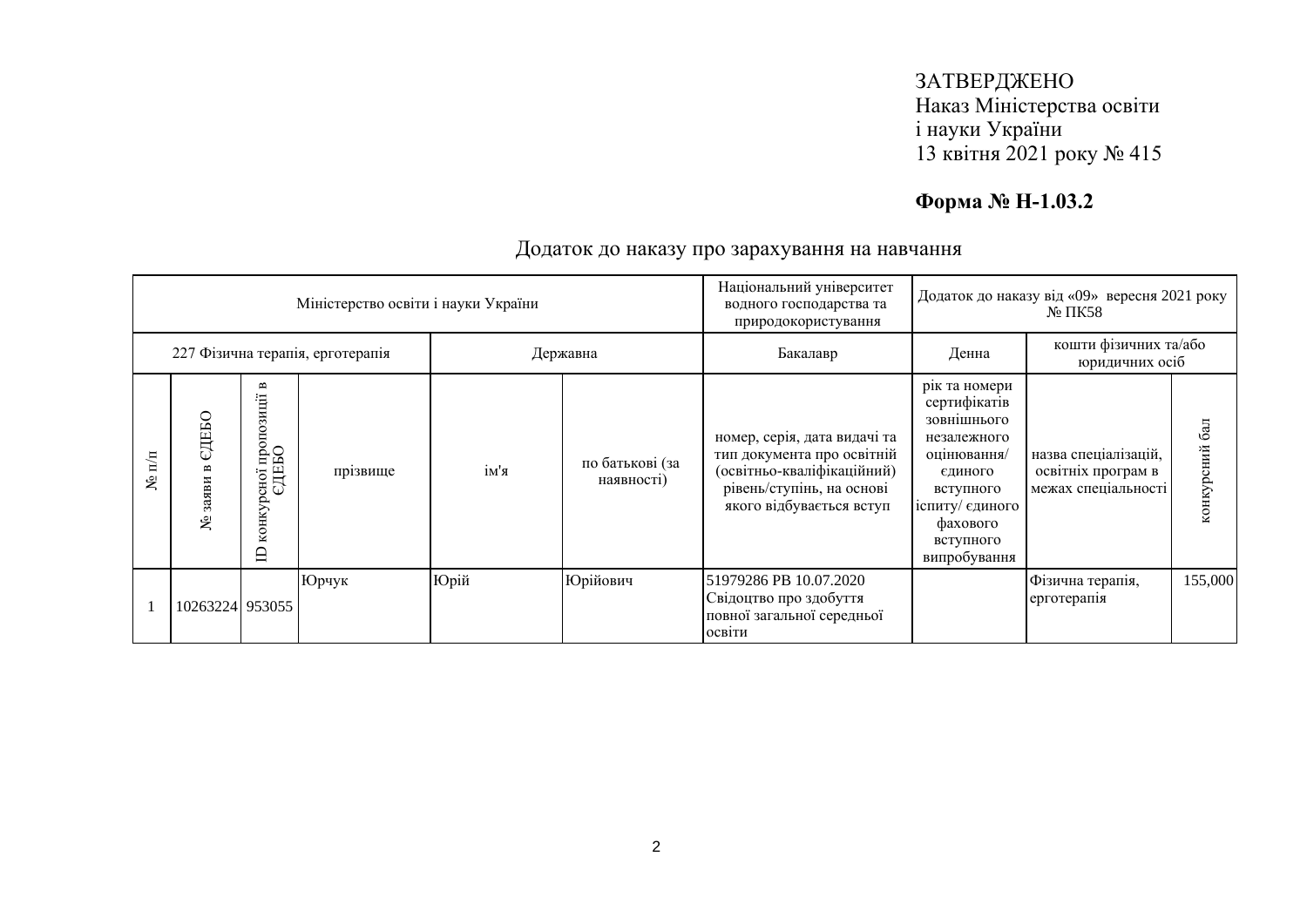ЗАТВЕРДЖЕНО
Наказ Міністерства освіти
і науки України
13 квітня 2021 року № 415

**Форма № Н-1.03.2**

Додаток до наказу про зарахування на навчання

| Міністерство освіти і науки України | | | | | | Національний університет водного господарства та природокористування | Додаток до наказу від «09» вересня 2021 року № ПК58 | | |
|---|---|---|---|---|---|---|---|---|---|
| 227 Фізична терапія, ерготерапія | | | | Державна | | Бакалавр | Денна | кошти фізичних та/або юридичних осіб | |
| № п/п | № заяви в ЄДЕБО | ID конкурсної пропозиції в ЄДЕБО | прізвище | ім'я | по батькові (за наявності) | номер, серія, дата видачі та тип документа про освітній (освітньо-кваліфікаційний) рівень/ступінь, на основі якого відбувається вступ | рік та номери сертифікатів зовнішнього незалежного оцінювання/ єдиного вступного іспиту/ єдиного фахового вступного випробування | назва спеціалізацій, освітніх програм в межах спеціальності | конкурсний бал |
| 1 | 10263224 | 953055 | Юрчук | Юрій | Юрійович | 51979286 РВ 10.07.2020 Свідоцтво про здобуття повної загальної середньої освіти | | Фізична терапія, ерготерапія | 155,000 |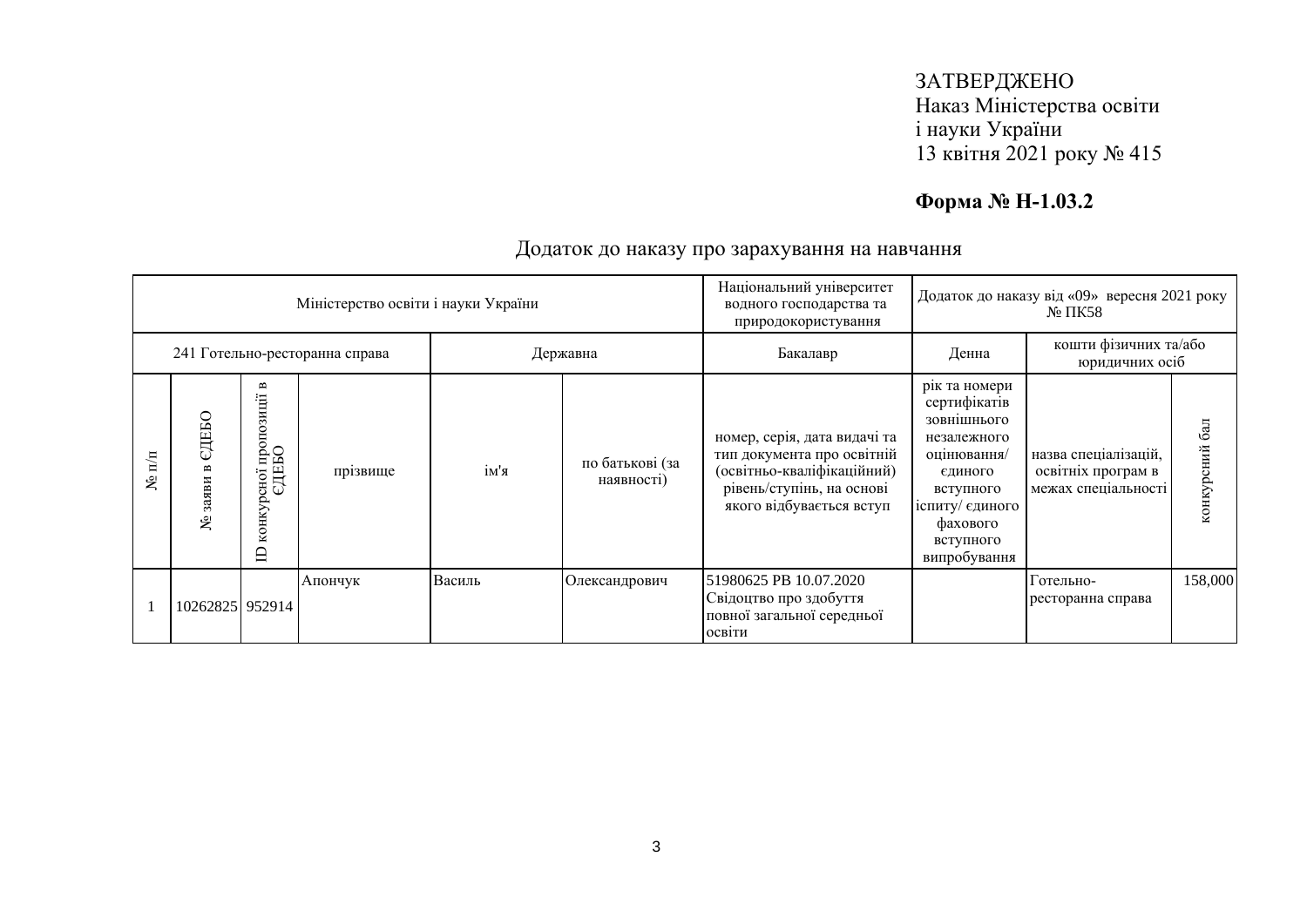ЗАТВЕРДЖЕНО
Наказ Міністерства освіти
і науки України
13 квітня 2021 року № 415

**Форма № Н-1.03.2**

Додаток до наказу про зарахування на навчання

| Міністерство освіти і науки України | | | | | | Національний університет водного господарства та природокористування | Додаток до наказу від «09» вересня 2021 року № ПК58 | | |
|---|---|---|---|---|---|---|---|---|---|
| 241 Готельно-ресторанна справа | | | | Державна | | Бакалавр | Денна | кошти фізичних та/або юридичних осіб | |
| № п/п | № заяви в ЄДЕБО | ID конкурсної пропозиції в ЄДЕБО | прізвище | ім'я | по батькові (за наявності) | номер, серія, дата видачі та тип документа про освітній (освітньо-кваліфікаційний) рівень/ступінь, на основі якого відбувається вступ | рік та номери сертифікатів зовнішнього незалежного оцінювання/ єдиного вступного іспиту/ єдиного фахового вступного випробування | назва спеціалізацій, освітніх програм в межах спеціальності | конкурсний бал |
| 1 | 10262825 | 952914 | Апончук | Василь | Олександрович | 51980625 PB 10.07.2020 Свідоцтво про здобуття повної загальної середньої освіти | | Готельно-ресторанна справа | 158,000 |